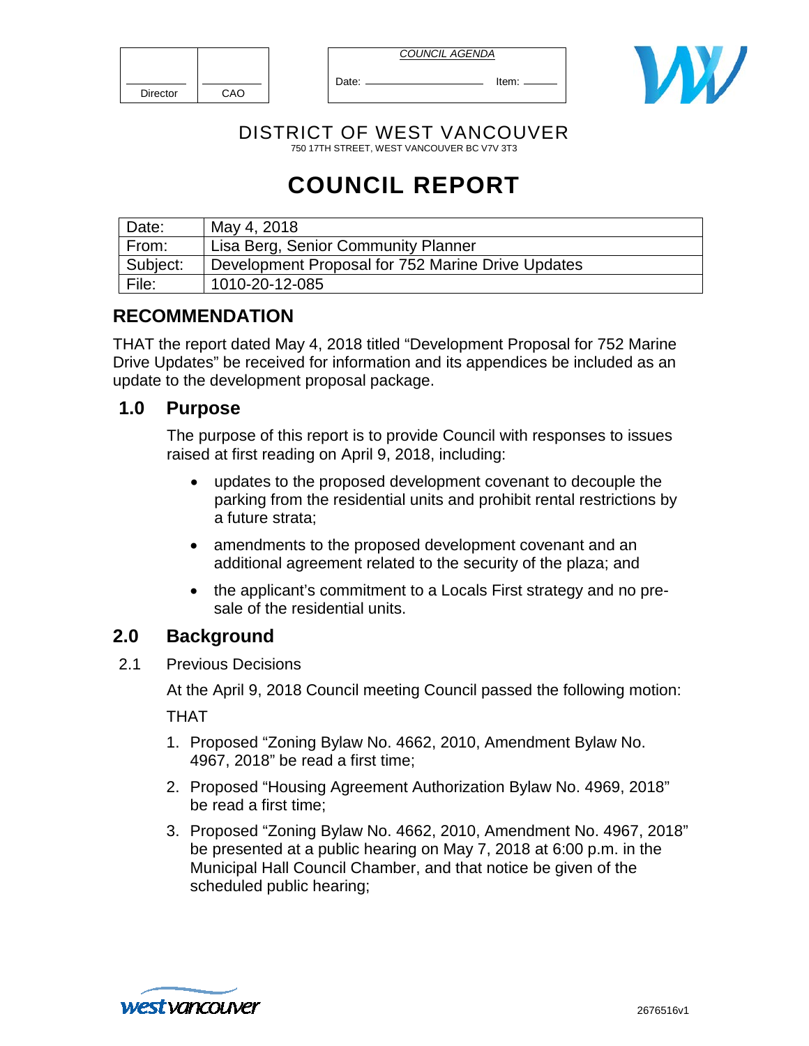| | |
|---|---|
| Director | CAO |

*COUNCIL AGENDA*

Date: \_\_\_\_\_\_\_\_\_\_\_\_\_\_\_\_ Item: \_\_\_\_\_\_

DISTRICT OF WEST VANCOUVER

750 17TH STREET, WEST VANCOUVER BC V7V 3T3

# COUNCIL REPORT

| | |
|---|---|
| Date: | May 4, 2018 |
| From: | Lisa Berg, Senior Community Planner |
| Subject: | Development Proposal for 752 Marine Drive Updates |
| File: | 1010-20-12-085 |

## RECOMMENDATION

THAT the report dated May 4, 2018 titled "Development Proposal for 752 Marine Drive Updates" be received for information and its appendices be included as an update to the development proposal package.

## 1.0 Purpose

The purpose of this report is to provide Council with responses to issues raised at first reading on April 9, 2018, including:

- updates to the proposed development covenant to decouple the parking from the residential units and prohibit rental restrictions by a future strata;
- amendments to the proposed development covenant and an additional agreement related to the security of the plaza; and
- the applicant's commitment to a Locals First strategy and no pre-sale of the residential units.

## 2.0 Background

2.1 Previous Decisions

At the April 9, 2018 Council meeting Council passed the following motion:

THAT

1. Proposed "Zoning Bylaw No. 4662, 2010, Amendment Bylaw No. 4967, 2018" be read a first time;
2. Proposed "Housing Agreement Authorization Bylaw No. 4969, 2018" be read a first time;
3. Proposed "Zoning Bylaw No. 4662, 2010, Amendment No. 4967, 2018" be presented at a public hearing on May 7, 2018 at 6:00 p.m. in the Municipal Hall Council Chamber, and that notice be given of the scheduled public hearing;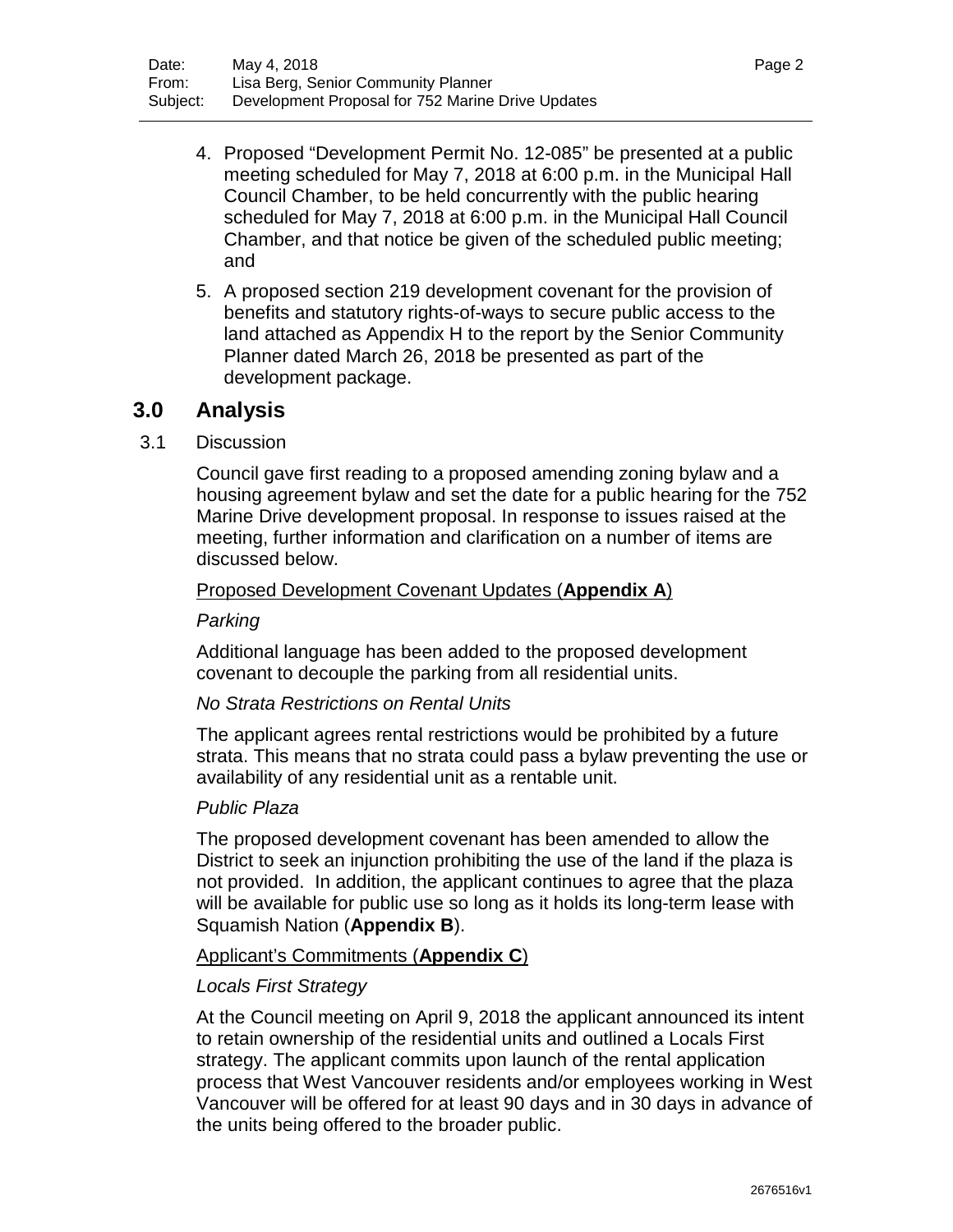4. Proposed "Development Permit No. 12-085" be presented at a public meeting scheduled for May 7, 2018 at 6:00 p.m. in the Municipal Hall Council Chamber, to be held concurrently with the public hearing scheduled for May 7, 2018 at 6:00 p.m. in the Municipal Hall Council Chamber, and that notice be given of the scheduled public meeting; and

5. A proposed section 219 development covenant for the provision of benefits and statutory rights-of-ways to secure public access to the land attached as Appendix H to the report by the Senior Community Planner dated March 26, 2018 be presented as part of the development package.

## 3.0 Analysis

### 3.1 Discussion

Council gave first reading to a proposed amending zoning bylaw and a housing agreement bylaw and set the date for a public hearing for the 752 Marine Drive development proposal. In response to issues raised at the meeting, further information and clarification on a number of items are discussed below.

<u>Proposed Development Covenant Updates (**Appendix A**)</u>

*Parking*

Additional language has been added to the proposed development covenant to decouple the parking from all residential units.

*No Strata Restrictions on Rental Units*

The applicant agrees rental restrictions would be prohibited by a future strata. This means that no strata could pass a bylaw preventing the use or availability of any residential unit as a rentable unit.

*Public Plaza*

The proposed development covenant has been amended to allow the District to seek an injunction prohibiting the use of the land if the plaza is not provided. In addition, the applicant continues to agree that the plaza will be available for public use so long as it holds its long-term lease with Squamish Nation (**Appendix B**).

<u>Applicant's Commitments (**Appendix C**)</u>

*Locals First Strategy*

At the Council meeting on April 9, 2018 the applicant announced its intent to retain ownership of the residential units and outlined a Locals First strategy. The applicant commits upon launch of the rental application process that West Vancouver residents and/or employees working in West Vancouver will be offered for at least 90 days and in 30 days in advance of the units being offered to the broader public.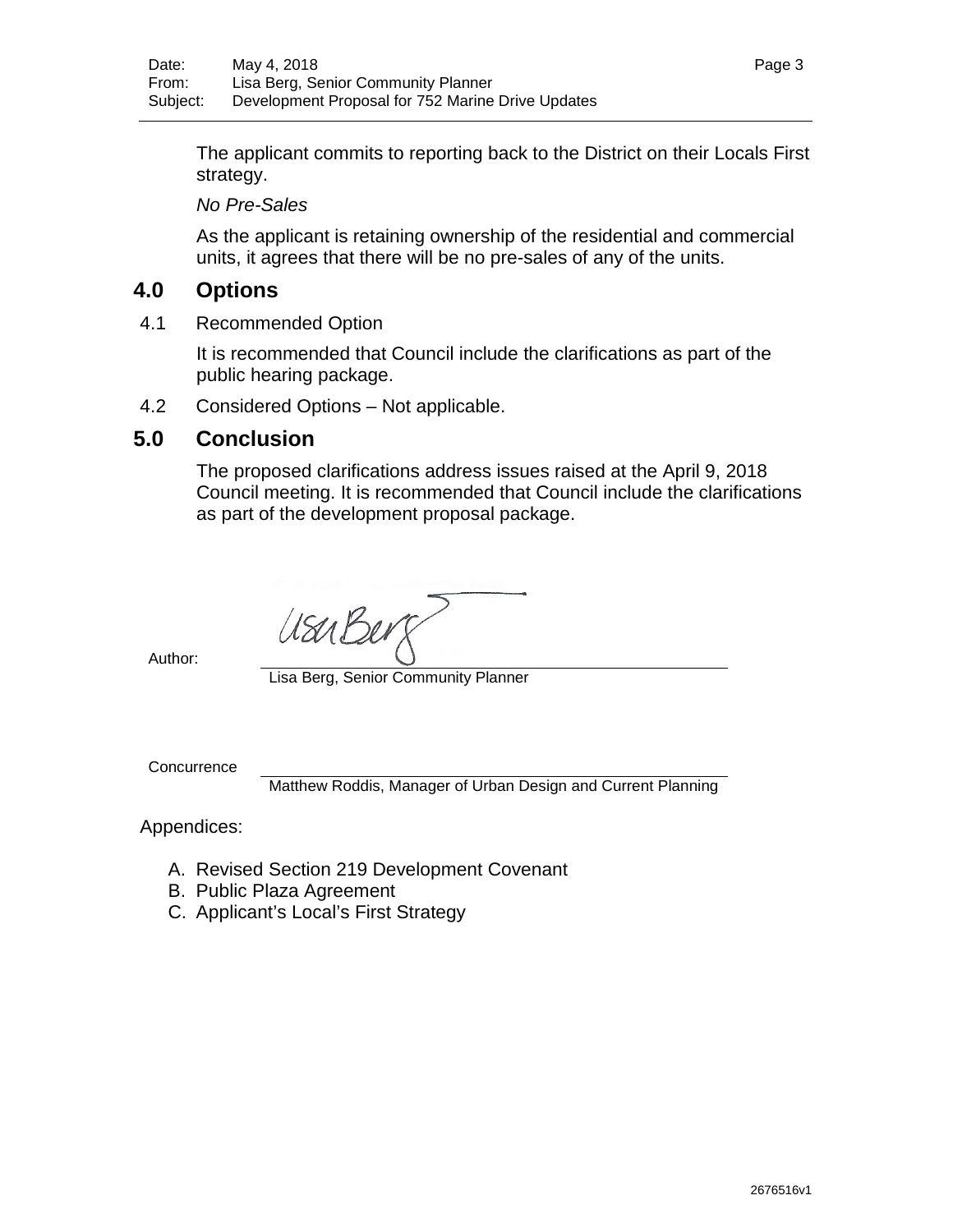The applicant commits to reporting back to the District on their Locals First strategy.

*No Pre-Sales*

As the applicant is retaining ownership of the residential and commercial units, it agrees that there will be no pre-sales of any of the units.

## 4.0 Options

4.1 Recommended Option

It is recommended that Council include the clarifications as part of the public hearing package.

4.2 Considered Options – Not applicable.

## 5.0 Conclusion

The proposed clarifications address issues raised at the April 9, 2018 Council meeting. It is recommended that Council include the clarifications as part of the development proposal package.

Author:

Lisa Berg, Senior Community Planner

Concurrence

Matthew Roddis, Manager of Urban Design and Current Planning

Appendices:

A. Revised Section 219 Development Covenant
B. Public Plaza Agreement
C. Applicant's Local's First Strategy

2676516v1